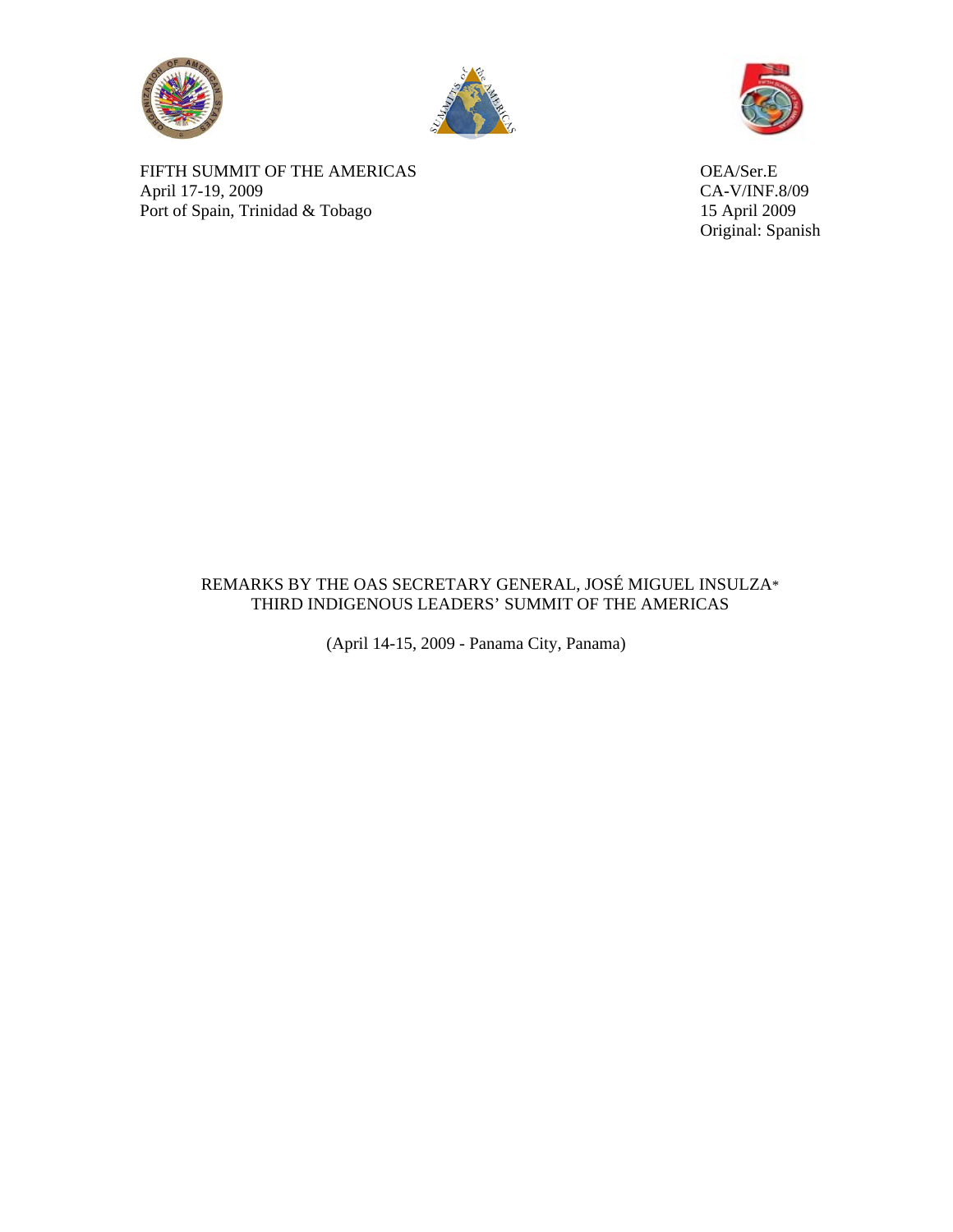FIFTH SUMMIT OF THE AMERICAS
April 17-19, 2009
Port of Spain, Trinidad & Tobago

OEA/Ser.E
CA-V/INF.8/09
15 April 2009
Original: Spanish

REMARKS BY THE OAS SECRETARY GENERAL, JOSÉ MIGUEL INSULZA*
THIRD INDIGENOUS LEADERS' SUMMIT OF THE AMERICAS

(April 14-15, 2009 - Panama City, Panama)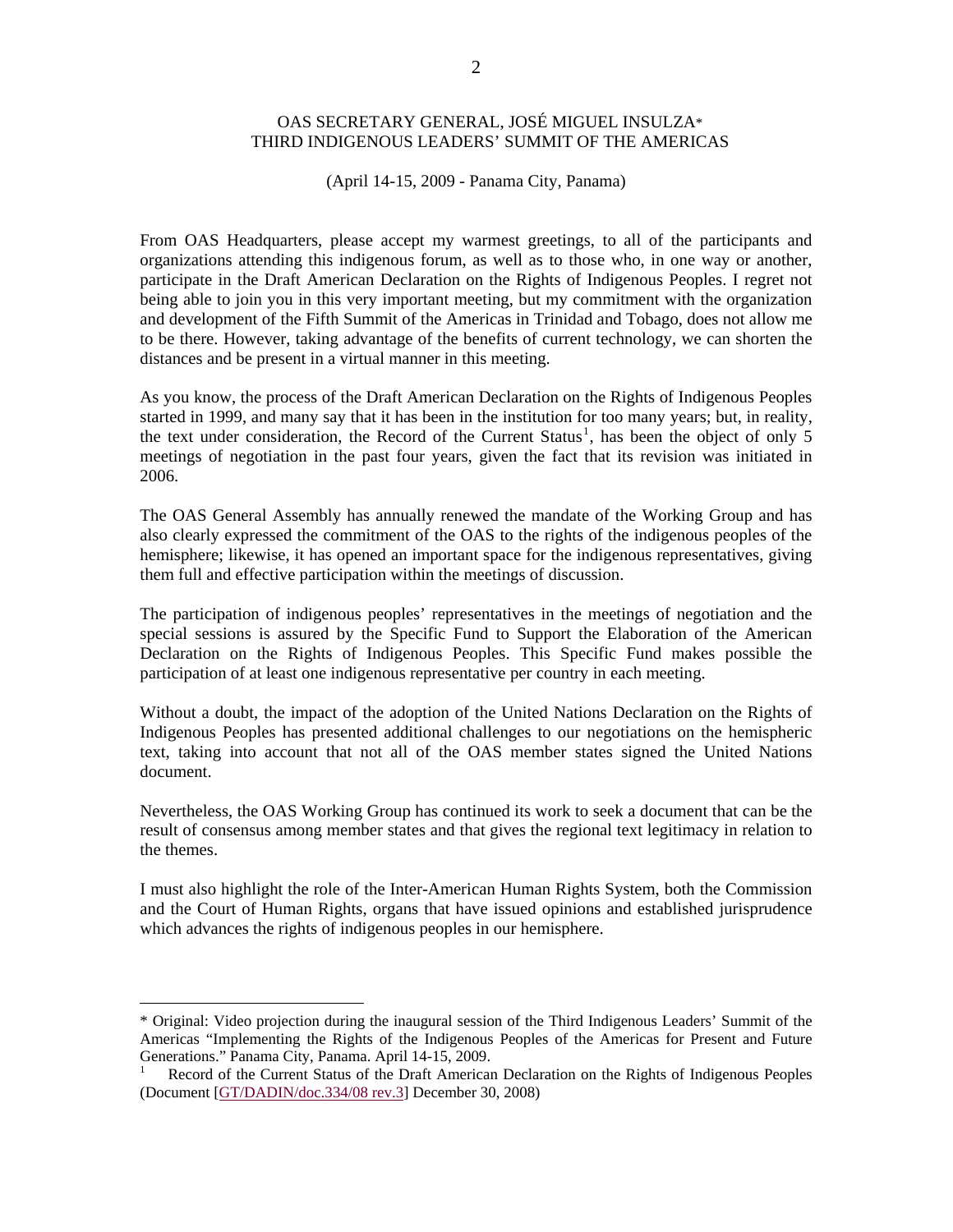OAS SECRETARY GENERAL, JOSÉ MIGUEL INSULZA*
THIRD INDIGENOUS LEADERS' SUMMIT OF THE AMERICAS

(April 14-15, 2009 - Panama City, Panama)

From OAS Headquarters, please accept my warmest greetings, to all of the participants and organizations attending this indigenous forum, as well as to those who, in one way or another, participate in the Draft American Declaration on the Rights of Indigenous Peoples. I regret not being able to join you in this very important meeting, but my commitment with the organization and development of the Fifth Summit of the Americas in Trinidad and Tobago, does not allow me to be there. However, taking advantage of the benefits of current technology, we can shorten the distances and be present in a virtual manner in this meeting.

As you know, the process of the Draft American Declaration on the Rights of Indigenous Peoples started in 1999, and many say that it has been in the institution for too many years; but, in reality, the text under consideration, the Record of the Current Status[1], has been the object of only 5 meetings of negotiation in the past four years, given the fact that its revision was initiated in 2006.

The OAS General Assembly has annually renewed the mandate of the Working Group and has also clearly expressed the commitment of the OAS to the rights of the indigenous peoples of the hemisphere; likewise, it has opened an important space for the indigenous representatives, giving them full and effective participation within the meetings of discussion.

The participation of indigenous peoples' representatives in the meetings of negotiation and the special sessions is assured by the Specific Fund to Support the Elaboration of the American Declaration on the Rights of Indigenous Peoples. This Specific Fund makes possible the participation of at least one indigenous representative per country in each meeting.

Without a doubt, the impact of the adoption of the United Nations Declaration on the Rights of Indigenous Peoples has presented additional challenges to our negotiations on the hemispheric text, taking into account that not all of the OAS member states signed the United Nations document.

Nevertheless, the OAS Working Group has continued its work to seek a document that can be the result of consensus among member states and that gives the regional text legitimacy in relation to the themes.

I must also highlight the role of the Inter-American Human Rights System, both the Commission and the Court of Human Rights, organs that have issued opinions and established jurisprudence which advances the rights of indigenous peoples in our hemisphere.

---

* Original: Video projection during the inaugural session of the Third Indigenous Leaders' Summit of the Americas "Implementing the Rights of the Indigenous Peoples of the Americas for Present and Future Generations." Panama City, Panama. April 14-15, 2009.

[1] Record of the Current Status of the Draft American Declaration on the Rights of Indigenous Peoples (Document [GT/DADIN/doc.334/08 rev.3] December 30, 2008)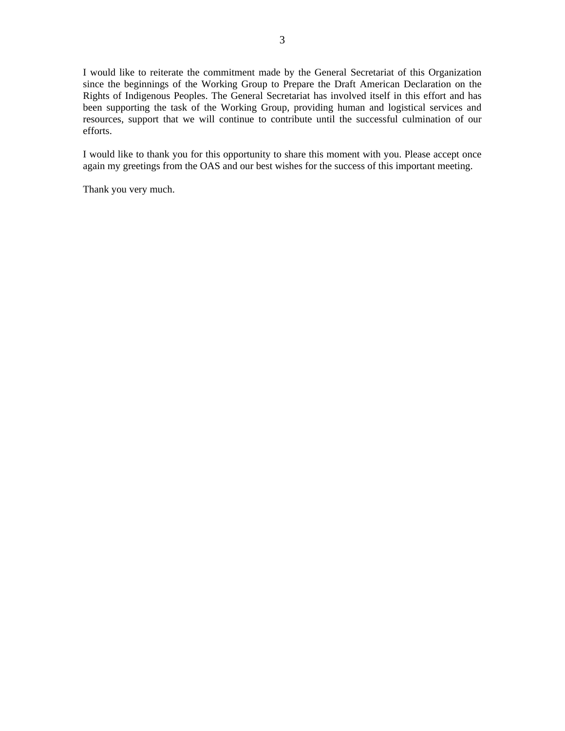I would like to reiterate the commitment made by the General Secretariat of this Organization since the beginnings of the Working Group to Prepare the Draft American Declaration on the Rights of Indigenous Peoples. The General Secretariat has involved itself in this effort and has been supporting the task of the Working Group, providing human and logistical services and resources, support that we will continue to contribute until the successful culmination of our efforts.

I would like to thank you for this opportunity to share this moment with you. Please accept once again my greetings from the OAS and our best wishes for the success of this important meeting.

Thank you very much.